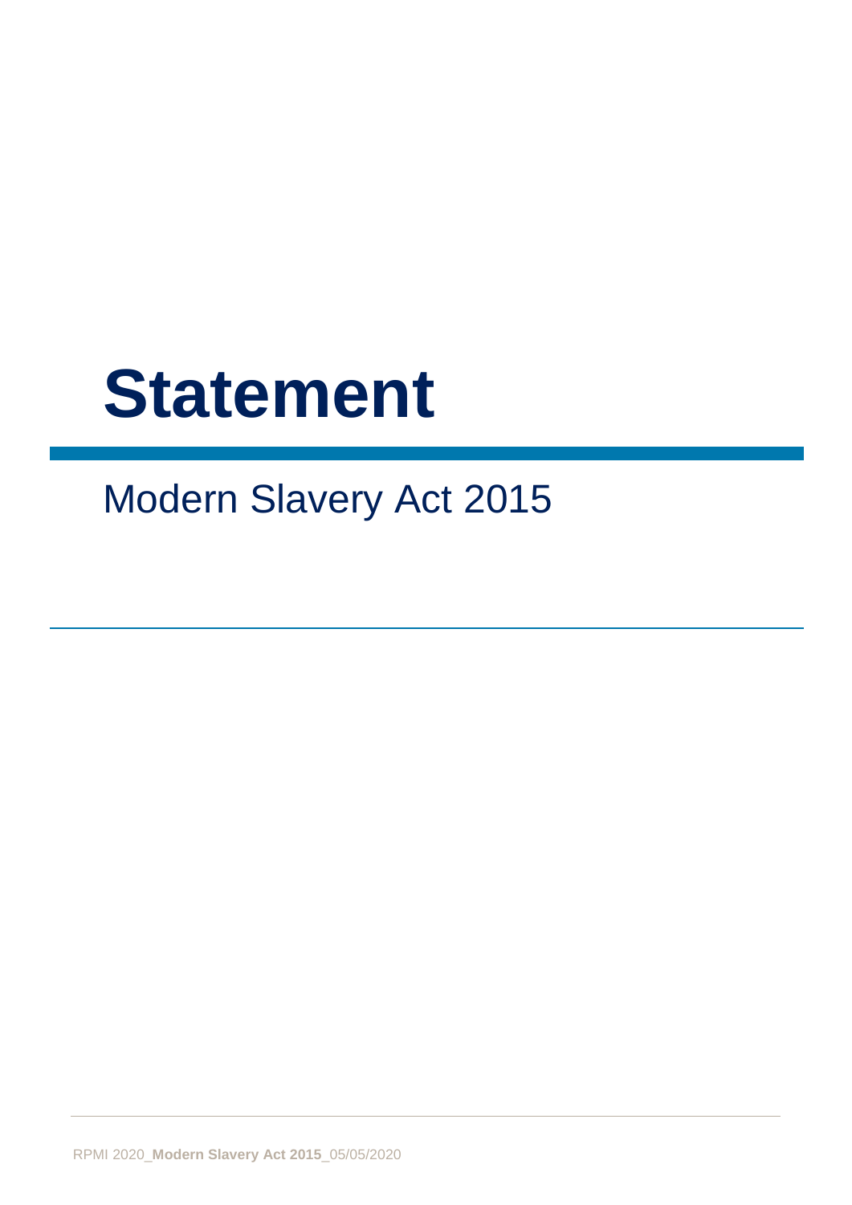# Statement

## Modern Slavery Act 2015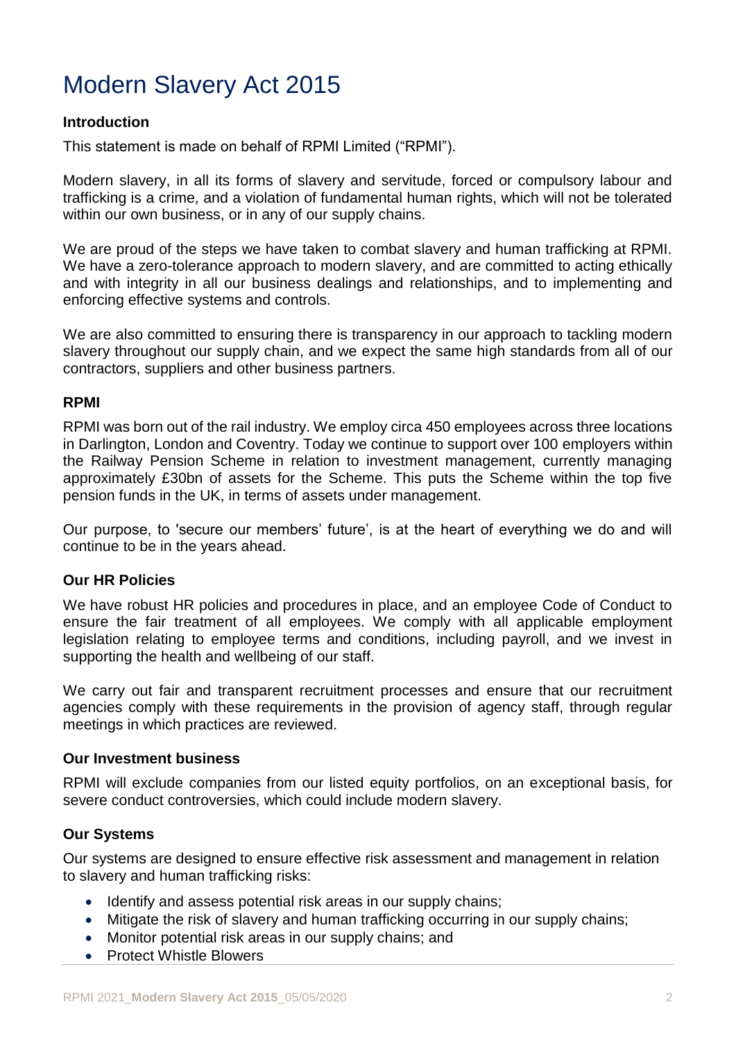# Modern Slavery Act 2015

### Introduction

This statement is made on behalf of RPMI Limited ("RPMI").

Modern slavery, in all its forms of slavery and servitude, forced or compulsory labour and trafficking is a crime, and a violation of fundamental human rights, which will not be tolerated within our own business, or in any of our supply chains.

We are proud of the steps we have taken to combat slavery and human trafficking at RPMI. We have a zero-tolerance approach to modern slavery, and are committed to acting ethically and with integrity in all our business dealings and relationships, and to implementing and enforcing effective systems and controls.

We are also committed to ensuring there is transparency in our approach to tackling modern slavery throughout our supply chain, and we expect the same high standards from all of our contractors, suppliers and other business partners.

### RPMI

RPMI was born out of the rail industry. We employ circa 450 employees across three locations in Darlington, London and Coventry. Today we continue to support over 100 employers within the Railway Pension Scheme in relation to investment management, currently managing approximately £30bn of assets for the Scheme. This puts the Scheme within the top five pension funds in the UK, in terms of assets under management.

Our purpose, to 'secure our members' future', is at the heart of everything we do and will continue to be in the years ahead.

### Our HR Policies

We have robust HR policies and procedures in place, and an employee Code of Conduct to ensure the fair treatment of all employees. We comply with all applicable employment legislation relating to employee terms and conditions, including payroll, and we invest in supporting the health and wellbeing of our staff.

We carry out fair and transparent recruitment processes and ensure that our recruitment agencies comply with these requirements in the provision of agency staff, through regular meetings in which practices are reviewed.

### Our Investment business

RPMI will exclude companies from our listed equity portfolios, on an exceptional basis, for severe conduct controversies, which could include modern slavery.

### Our Systems

Our systems are designed to ensure effective risk assessment and management in relation to slavery and human trafficking risks:

- Identify and assess potential risk areas in our supply chains;
- Mitigate the risk of slavery and human trafficking occurring in our supply chains;
- Monitor potential risk areas in our supply chains; and
- Protect Whistle Blowers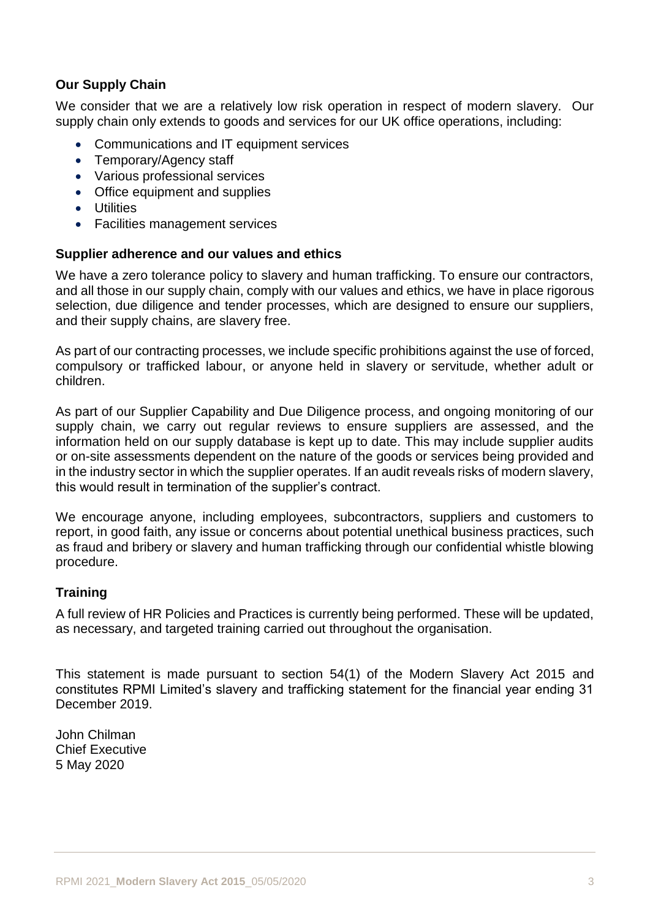**Our Supply Chain**

We consider that we are a relatively low risk operation in respect of modern slavery. Our supply chain only extends to goods and services for our UK office operations, including:

- Communications and IT equipment services
- Temporary/Agency staff
- Various professional services
- Office equipment and supplies
- Utilities
- Facilities management services

**Supplier adherence and our values and ethics**

We have a zero tolerance policy to slavery and human trafficking. To ensure our contractors, and all those in our supply chain, comply with our values and ethics, we have in place rigorous selection, due diligence and tender processes, which are designed to ensure our suppliers, and their supply chains, are slavery free.

As part of our contracting processes, we include specific prohibitions against the use of forced, compulsory or trafficked labour, or anyone held in slavery or servitude, whether adult or children.

As part of our Supplier Capability and Due Diligence process, and ongoing monitoring of our supply chain, we carry out regular reviews to ensure suppliers are assessed, and the information held on our supply database is kept up to date. This may include supplier audits or on-site assessments dependent on the nature of the goods or services being provided and in the industry sector in which the supplier operates. If an audit reveals risks of modern slavery, this would result in termination of the supplier's contract.

We encourage anyone, including employees, subcontractors, suppliers and customers to report, in good faith, any issue or concerns about potential unethical business practices, such as fraud and bribery or slavery and human trafficking through our confidential whistle blowing procedure.

**Training**

A full review of HR Policies and Practices is currently being performed. These will be updated, as necessary, and targeted training carried out throughout the organisation.

This statement is made pursuant to section 54(1) of the Modern Slavery Act 2015 and constitutes RPMI Limited's slavery and trafficking statement for the financial year ending 31 December 2019.

John Chilman
Chief Executive
5 May 2020